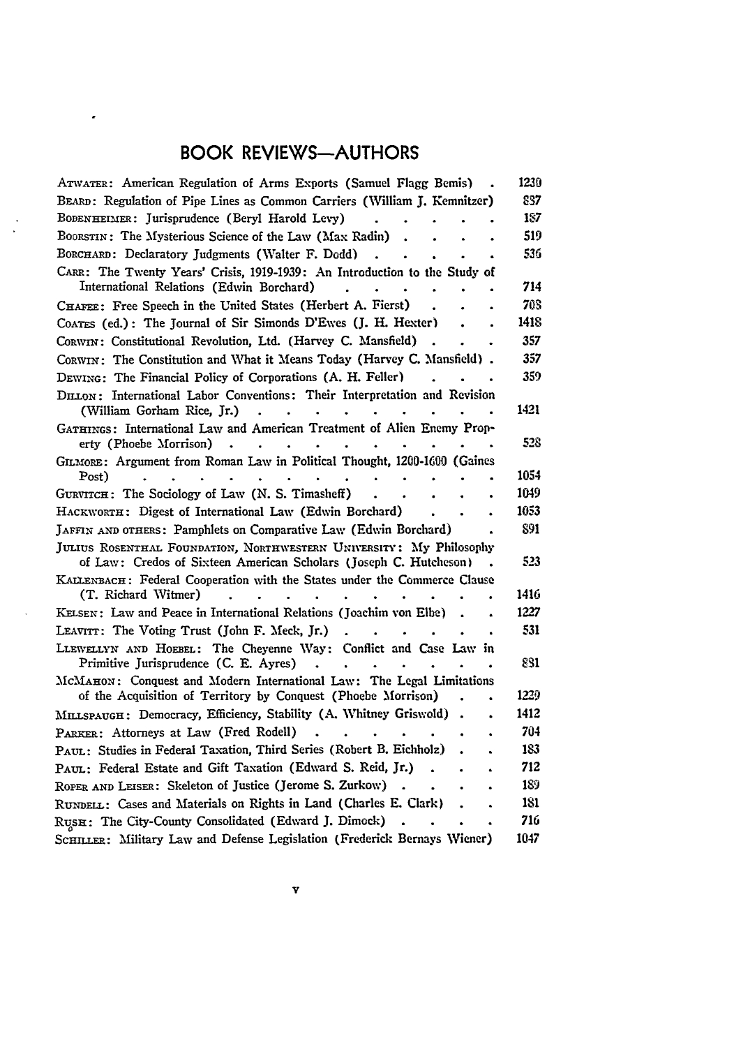# BOOK REVIEWS—AUTHORS

ATWATER: American Regulation of Arms Exports (Samuel Flagg Bemis) . . . 1230

BEARD: Regulation of Pipe Lines as Common Carriers (William J. Kemnitzer) . . . 887

BODENHEIMER: Jurisprudence (Beryl Harold Levy) . . . 187

BOORSTIN: The Mysterious Science of the Law (Max Radin) . . . 519

BORCHARD: Declaratory Judgments (Walter F. Dodd) . . . 536

CARR: The Twenty Years' Crisis, 1919-1939: An Introduction to the Study of International Relations (Edwin Borchard) . . . 714

CHAFEE: Free Speech in the United States (Herbert A. Fierst) . . . 708

COATES (ed.): The Journal of Sir Simonds D'Ewes (J. H. Hexter) . . . 1418

CORWIN: Constitutional Revolution, Ltd. (Harvey C. Mansfield) . . . 357

CORWIN: The Constitution and What it Means Today (Harvey C. Mansfield) . . . 357

DEWING: The Financial Policy of Corporations (A. H. Feller) . . . 359

DILLON: International Labor Conventions: Their Interpretation and Revision (William Gorham Rice, Jr.) . . . 1421

GATHINGS: International Law and American Treatment of Alien Enemy Property (Phoebe Morrison) . . . 528

GILMORE: Argument from Roman Law in Political Thought, 1200-1600 (Gaines Post) . . . 1054

GURVITCH: The Sociology of Law (N. S. Timasheff) . . . 1049

HACKWORTH: Digest of International Law (Edwin Borchard) . . . 1053

JAFFIN AND OTHERS: Pamphlets on Comparative Law (Edwin Borchard) . . . 891

JULIUS ROSENTHAL FOUNDATION, NORTHWESTERN UNIVERSITY: My Philosophy of Law: Credos of Sixteen American Scholars (Joseph C. Hutcheson) . . . 523

KALLENBACH: Federal Cooperation with the States under the Commerce Clause (T. Richard Witmer) . . . 1416

KELSEN: Law and Peace in International Relations (Joachim von Elbe) . . . 1227

LEAVITT: The Voting Trust (John F. Meck, Jr.) . . . 531

LLEWELLYN AND HOEBEL: The Cheyenne Way: Conflict and Case Law in Primitive Jurisprudence (C. E. Ayres) . . . 881

MCMAHON: Conquest and Modern International Law: The Legal Limitations of the Acquisition of Territory by Conquest (Phoebe Morrison) . . . 1229

MILLSPAUGH: Democracy, Efficiency, Stability (A. Whitney Griswold) . . . 1412

PARKER: Attorneys at Law (Fred Rodell) . . . 704

PAUL: Studies in Federal Taxation, Third Series (Robert B. Eichholz) . . . 183

PAUL: Federal Estate and Gift Taxation (Edward S. Reid, Jr.) . . . 712

ROPER AND LEISER: Skeleton of Justice (Jerome S. Zurkow) . . . 189

RUNDELL: Cases and Materials on Rights in Land (Charles E. Clark) . . . 181

RUSH: The City-County Consolidated (Edward J. Dimock) . . . 716

SCHILLER: Military Law and Defense Legislation (Frederick Bernays Wiener) . . . 1047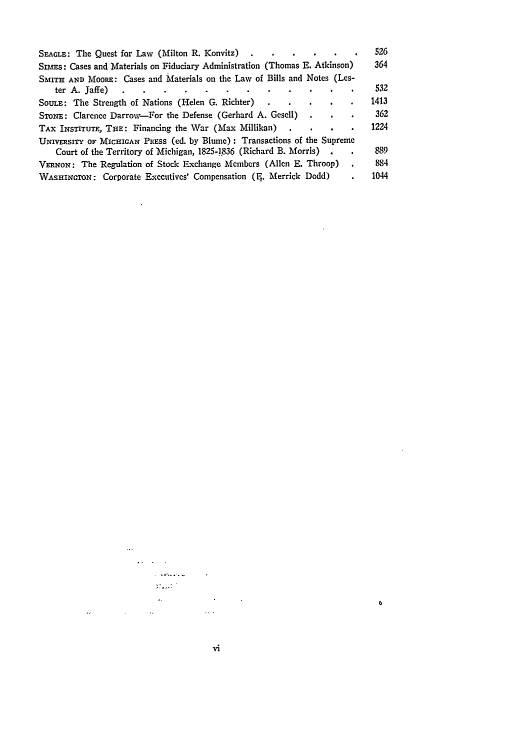SEAGLE: The Quest for Law (Milton R. Konvitz) . . . . . . . 526

SIMES: Cases and Materials on Fiduciary Administration (Thomas E. Atkinson) 364

SMITH AND MOORE: Cases and Materials on the Law of Bills and Notes (Lester A. Jaffe) . . . . . . . . . . . . . 532

SOULE: The Strength of Nations (Helen G. Richter) . . . . . . 1413

STONE: Clarence Darrow—For the Defense (Gerhard A. Gesell) . . . . 362

TAX INSTITUTE, THE: Financing the War (Max Millikan) . . . . . 1224

UNIVERSITY OF MICHIGAN PRESS (ed. by Blume): Transactions of the Supreme Court of the Territory of Michigan, 1825-1836 (Richard B. Morris) . . 889

VERNON: The Regulation of Stock Exchange Members (Allen E. Throop) . 884

WASHINGTON: Corporate Executives' Compensation (E. Merrick Dodd) . 1044